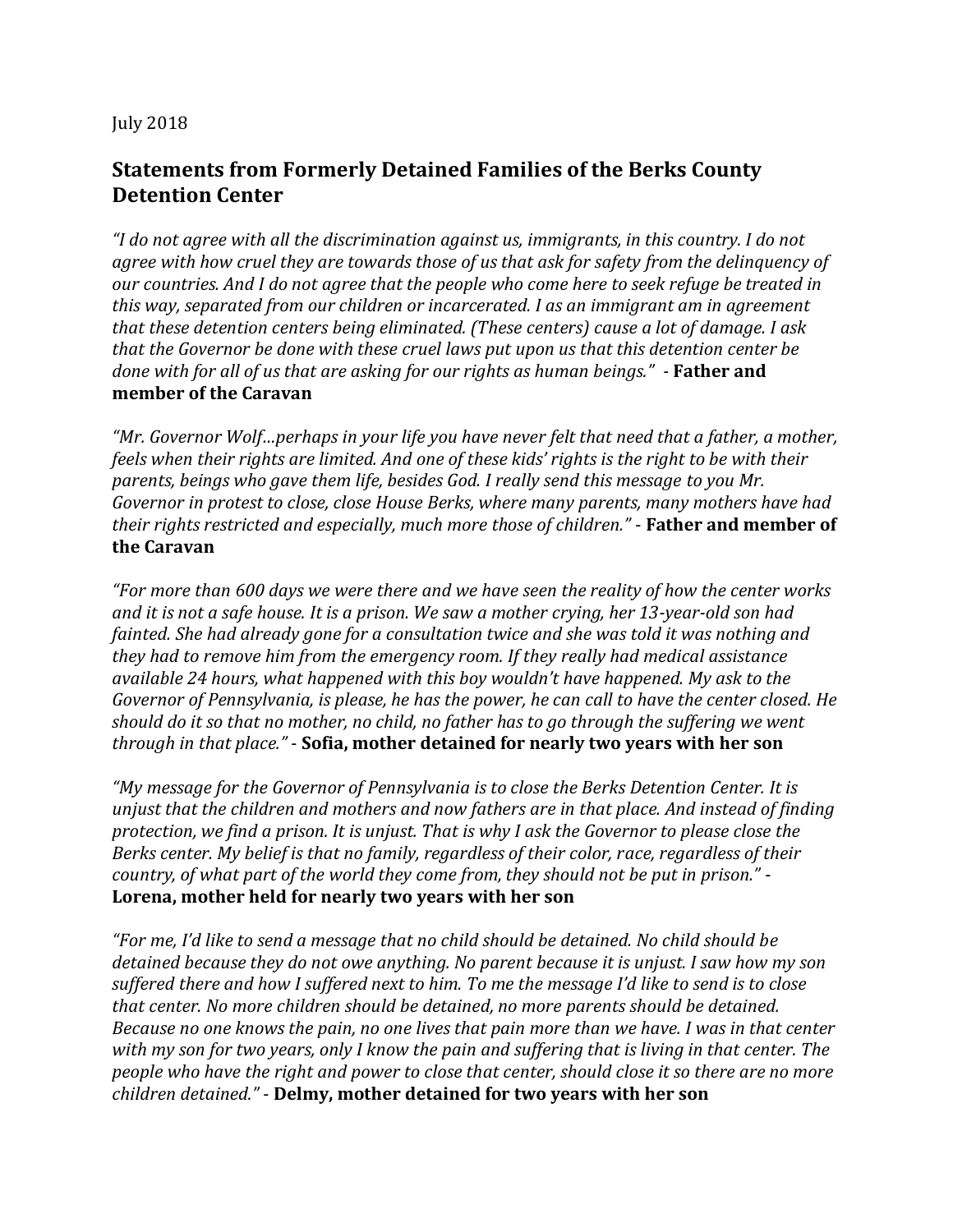July 2018

## Statements from Formerly Detained Families of the Berks County Detention Center

*"I do not agree with all the discrimination against us, immigrants, in this country. I do not agree with how cruel they are towards those of us that ask for safety from the delinquency of our countries. And I do not agree that the people who come here to seek refuge be treated in this way, separated from our children or incarcerated. I as an immigrant am in agreement that these detention centers being eliminated. (These centers) cause a lot of damage. I ask that the Governor be done with these cruel laws put upon us that this detention center be done with for all of us that are asking for our rights as human beings."* - **Father and member of the Caravan**

*"Mr. Governor Wolf…perhaps in your life you have never felt that need that a father, a mother, feels when their rights are limited. And one of these kids' rights is the right to be with their parents, beings who gave them life, besides God. I really send this message to you Mr. Governor in protest to close, close House Berks, where many parents, many mothers have had their rights restricted and especially, much more those of children."* - **Father and member of the Caravan**

*"For more than 600 days we were there and we have seen the reality of how the center works and it is not a safe house. It is a prison. We saw a mother crying, her 13-year-old son had fainted. She had already gone for a consultation twice and she was told it was nothing and they had to remove him from the emergency room. If they really had medical assistance available 24 hours, what happened with this boy wouldn't have happened. My ask to the Governor of Pennsylvania, is please, he has the power, he can call to have the center closed. He should do it so that no mother, no child, no father has to go through the suffering we went through in that place."* - **Sofia, mother detained for nearly two years with her son**

*"My message for the Governor of Pennsylvania is to close the Berks Detention Center. It is unjust that the children and mothers and now fathers are in that place. And instead of finding protection, we find a prison. It is unjust. That is why I ask the Governor to please close the Berks center. My belief is that no family, regardless of their color, race, regardless of their country, of what part of the world they come from, they should not be put in prison."* - **Lorena, mother held for nearly two years with her son**

*"For me, I'd like to send a message that no child should be detained. No child should be detained because they do not owe anything. No parent because it is unjust. I saw how my son suffered there and how I suffered next to him. To me the message I'd like to send is to close that center. No more children should be detained, no more parents should be detained. Because no one knows the pain, no one lives that pain more than we have. I was in that center with my son for two years, only I know the pain and suffering that is living in that center. The people who have the right and power to close that center, should close it so there are no more children detained."* - **Delmy, mother detained for two years with her son**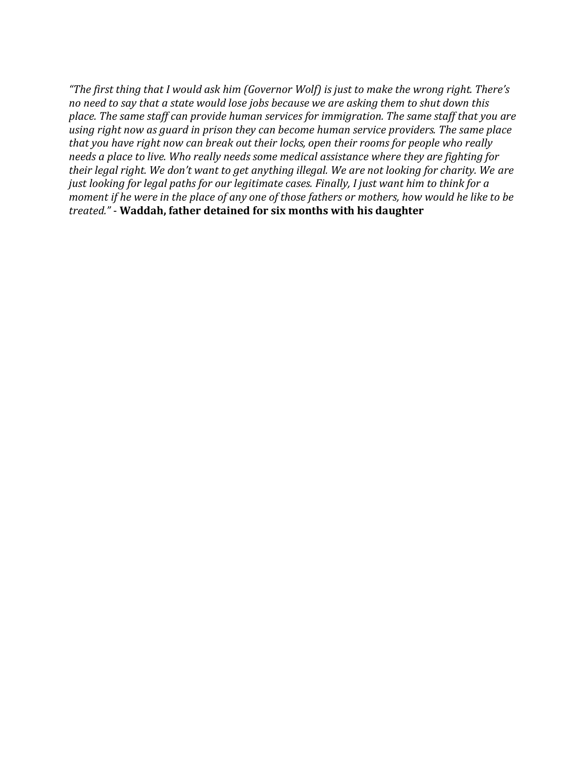*"The first thing that I would ask him (Governor Wolf) is just to make the wrong right. There's no need to say that a state would lose jobs because we are asking them to shut down this place. The same staff can provide human services for immigration. The same staff that you are using right now as guard in prison they can become human service providers. The same place that you have right now can break out their locks, open their rooms for people who really needs a place to live. Who really needs some medical assistance where they are fighting for their legal right. We don't want to get anything illegal. We are not looking for charity. We are just looking for legal paths for our legitimate cases. Finally, I just want him to think for a moment if he were in the place of any one of those fathers or mothers, how would he like to be treated."* - **Waddah, father detained for six months with his daughter**